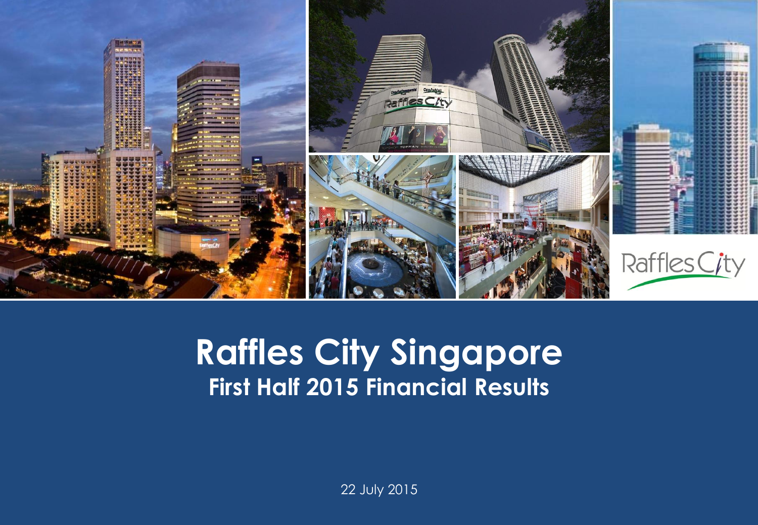# Raffles City Singapore

## First Half 2015 Financial Results

22 July 2015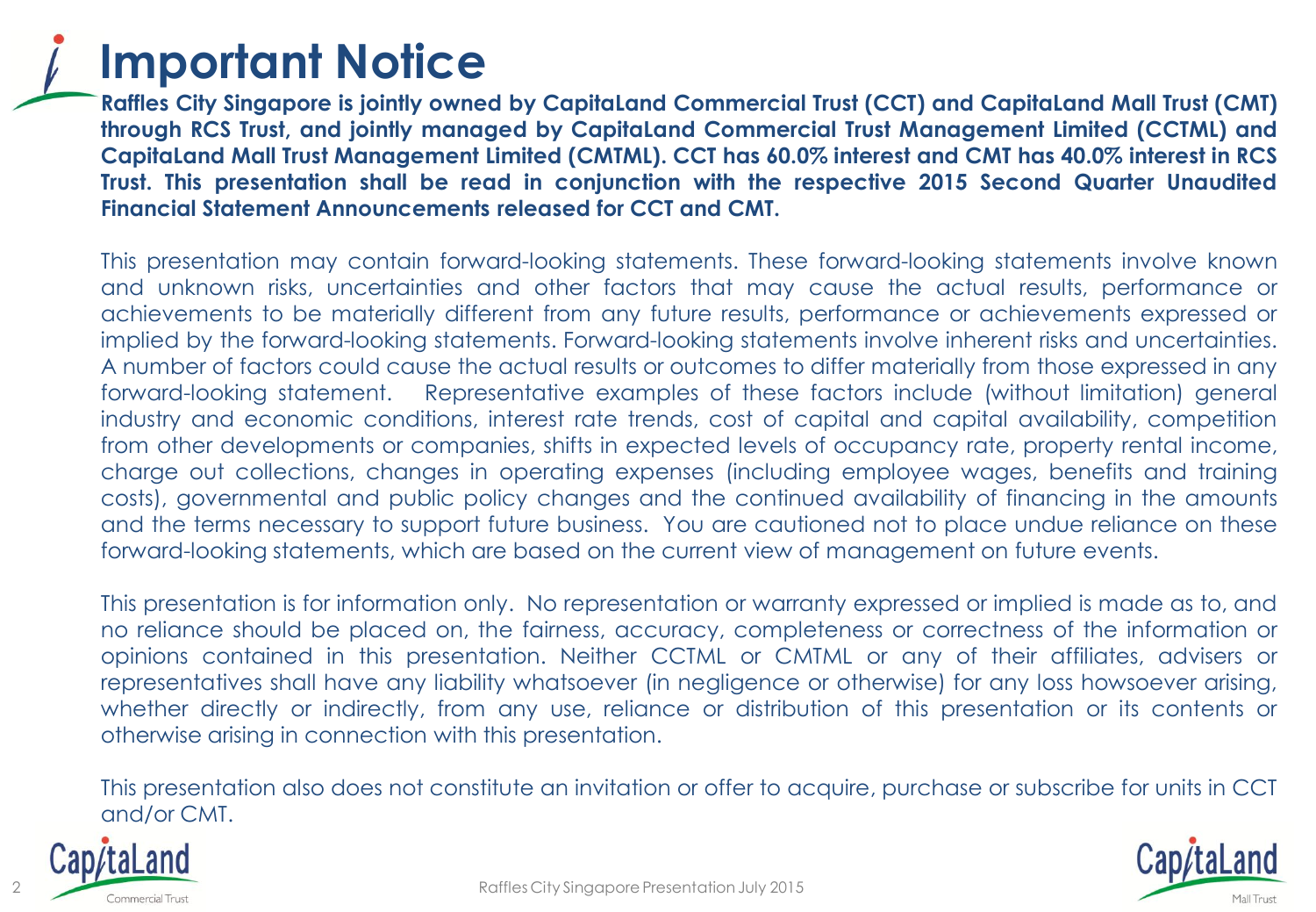# Important Notice

**Raffles City Singapore is jointly owned by CapitaLand Commercial Trust (CCT) and CapitaLand Mall Trust (CMT) through RCS Trust, and jointly managed by CapitaLand Commercial Trust Management Limited (CCTML) and CapitaLand Mall Trust Management Limited (CMTML). CCT has 60.0% interest and CMT has 40.0% interest in RCS Trust. This presentation shall be read in conjunction with the respective 2015 Second Quarter Unaudited Financial Statement Announcements released for CCT and CMT.**

This presentation may contain forward-looking statements. These forward-looking statements involve known and unknown risks, uncertainties and other factors that may cause the actual results, performance or achievements to be materially different from any future results, performance or achievements expressed or implied by the forward-looking statements. Forward-looking statements involve inherent risks and uncertainties. A number of factors could cause the actual results or outcomes to differ materially from those expressed in any forward-looking statement. Representative examples of these factors include (without limitation) general industry and economic conditions, interest rate trends, cost of capital and capital availability, competition from other developments or companies, shifts in expected levels of occupancy rate, property rental income, charge out collections, changes in operating expenses (including employee wages, benefits and training costs), governmental and public policy changes and the continued availability of financing in the amounts and the terms necessary to support future business. You are cautioned not to place undue reliance on these forward-looking statements, which are based on the current view of management on future events.

This presentation is for information only. No representation or warranty expressed or implied is made as to, and no reliance should be placed on, the fairness, accuracy, completeness or correctness of the information or opinions contained in this presentation. Neither CCTML or CMTML or any of their affiliates, advisers or representatives shall have any liability whatsoever (in negligence or otherwise) for any loss howsoever arising, whether directly or indirectly, from any use, reliance or distribution of this presentation or its contents or otherwise arising in connection with this presentation.

This presentation also does not constitute an invitation or offer to acquire, purchase or subscribe for units in CCT and/or CMT.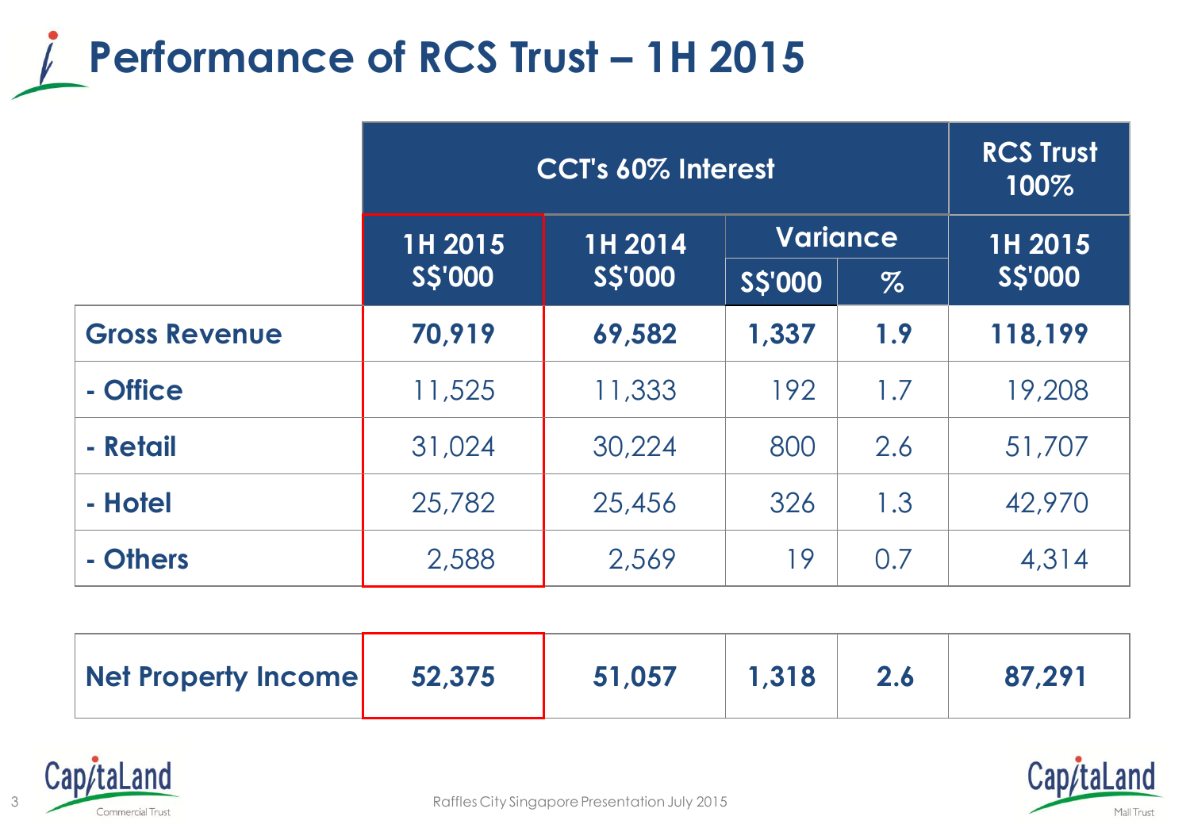# Performance of RCS Trust – 1H 2015

| | CCT's 60% Interest | | | | RCS Trust 100% |
|---|---|---|---|---|---|
| | 1H 2015 S$'000 | 1H 2014 S$'000 | Variance | | 1H 2015 S$'000 |
| | | | S$'000 | % | |
| **Gross Revenue** | **70,919** | **69,582** | **1,337** | **1.9** | **118,199** |
| **- Office** | 11,525 | 11,333 | 192 | 1.7 | 19,208 |
| **- Retail** | 31,024 | 30,224 | 800 | 2.6 | 51,707 |
| **- Hotel** | 25,782 | 25,456 | 326 | 1.3 | 42,970 |
| **- Others** | 2,588 | 2,569 | 19 | 0.7 | 4,314 |
| **Net Property Income** | **52,375** | **51,057** | **1,318** | **2.6** | **87,291** |

Raffles City Singapore Presentation July 2015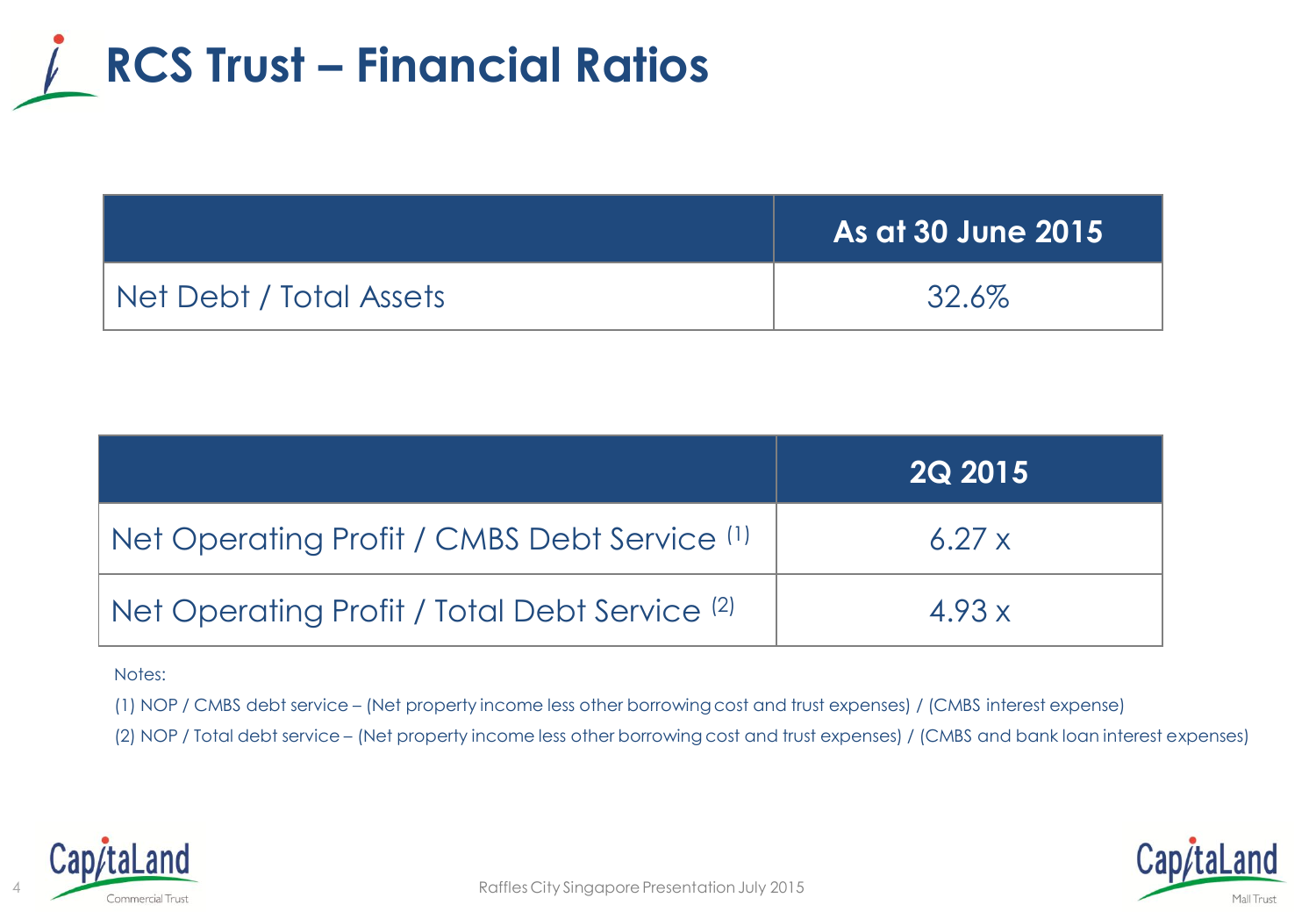# RCS Trust – Financial Ratios

| | As at 30 June 2015 |
|---|---|
| Net Debt / Total Assets | 32.6% |

| | 2Q 2015 |
|---|---|
| Net Operating Profit / CMBS Debt Service [(1)] | 6.27 x |
| Net Operating Profit / Total Debt Service [(2)] | 4.93 x |

Notes:

(1) NOP / CMBS debt service – (Net property income less other borrowing cost and trust expenses) / (CMBS interest expense)

(2) NOP / Total debt service – (Net property income less other borrowing cost and trust expenses) / (CMBS and bank loan interest expenses)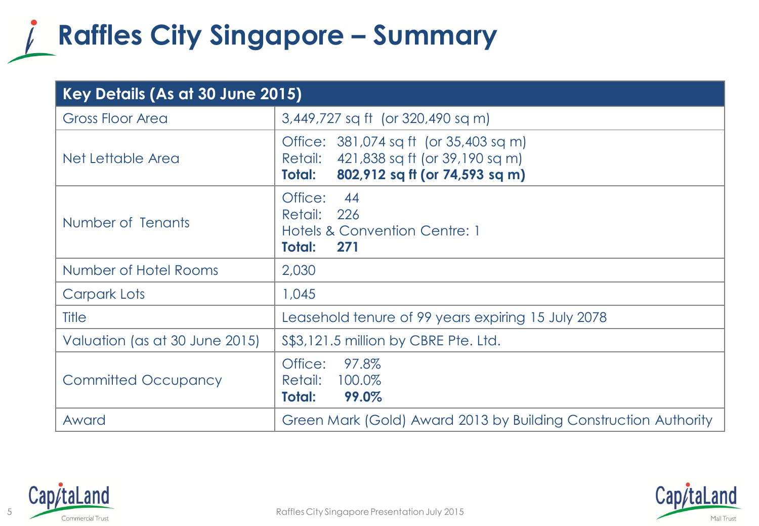# Raffles City Singapore – Summary

| Key Details (As at 30 June 2015) | |
|---|---|
| Gross Floor Area | 3,449,727 sq ft (or 320,490 sq m) |
| Net Lettable Area | Office: 381,074 sq ft (or 35,403 sq m)<br>Retail: 421,838 sq ft (or 39,190 sq m)<br>**Total: 802,912 sq ft (or 74,593 sq m)** |
| Number of Tenants | Office: 44<br>Retail: 226<br>Hotels & Convention Centre: 1<br>**Total: 271** |
| Number of Hotel Rooms | 2,030 |
| Carpark Lots | 1,045 |
| Title | Leasehold tenure of 99 years expiring 15 July 2078 |
| Valuation (as at 30 June 2015) | S$3,121.5 million by CBRE Pte. Ltd. |
| Committed Occupancy | Office: 97.8%<br>Retail: 100.0%<br>**Total: 99.0%** |
| Award | Green Mark (Gold) Award 2013 by Building Construction Authority |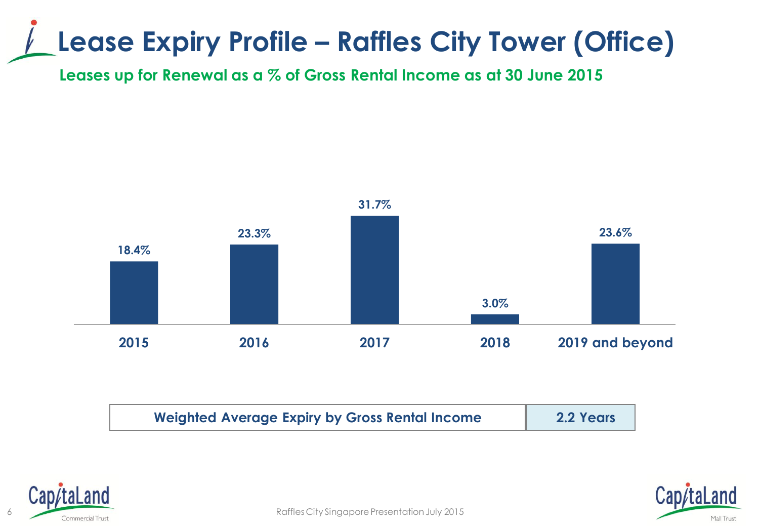# Lease Expiry Profile – Raffles City Tower (Office)

**Leases up for Renewal as a % of Gross Rental Income as at 30 June 2015**

| 2015 | 2016 | 2017 | 2018 | 2019 and beyond |
|---|---|---|---|---|
| 18.4% | 23.3% | 31.7% | 3.0% | 23.6% |

| Weighted Average Expiry by Gross Rental Income | 2.2 Years |
|---|---|

Raffles City Singapore Presentation July 2015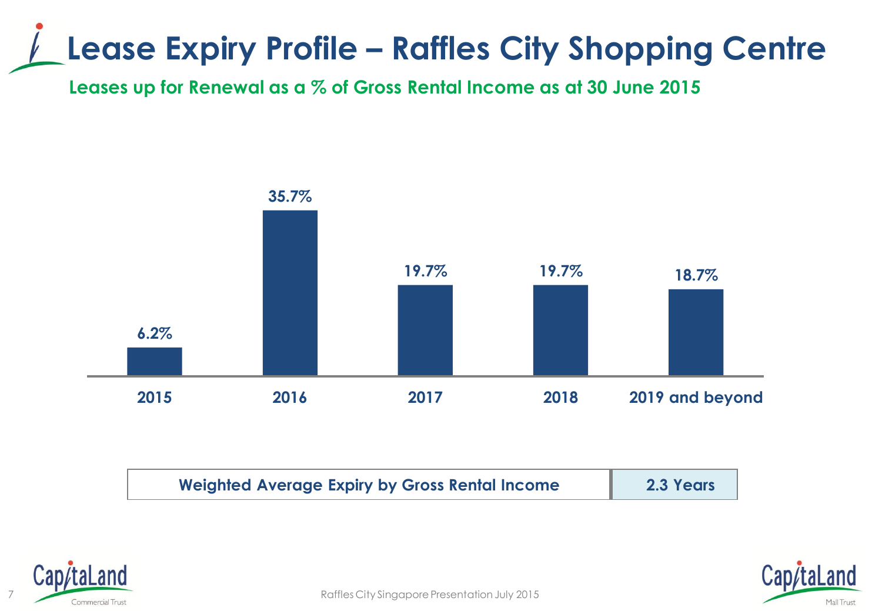# Lease Expiry Profile – Raffles City Shopping Centre

**Leases up for Renewal as a % of Gross Rental Income as at 30 June 2015**

| 2015 | 2016 | 2017 | 2018 | 2019 and beyond |
|---|---|---|---|---|
| 6.2% | 35.7% | 19.7% | 19.7% | 18.7% |

| Weighted Average Expiry by Gross Rental Income | 2.3 Years |
|---|---|

Raffles City Singapore Presentation July 2015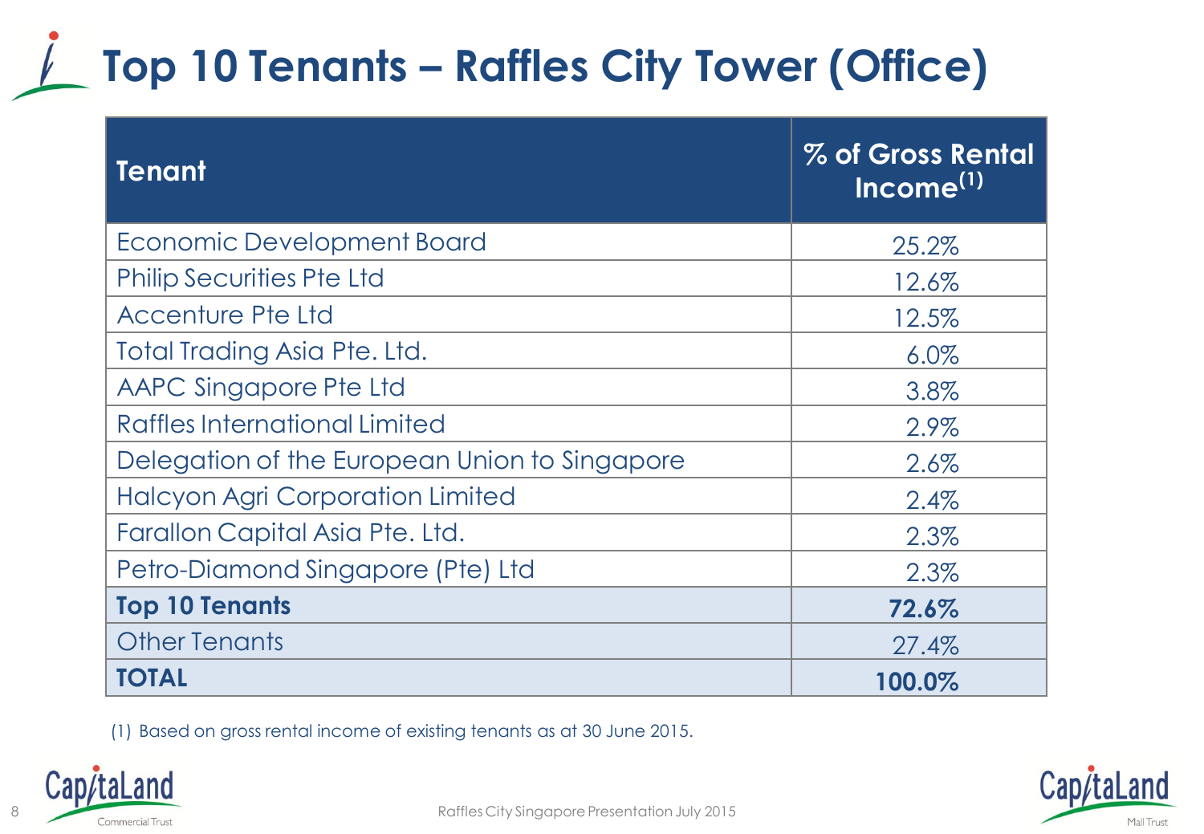# Top 10 Tenants – Raffles City Tower (Office)

| Tenant | % of Gross Rental Income[1] |
|---|---|
| Economic Development Board | 25.2% |
| Philip Securities Pte Ltd | 12.6% |
| Accenture Pte Ltd | 12.5% |
| Total Trading Asia Pte. Ltd. | 6.0% |
| AAPC Singapore Pte Ltd | 3.8% |
| Raffles International Limited | 2.9% |
| Delegation of the European Union to Singapore | 2.6% |
| Halcyon Agri Corporation Limited | 2.4% |
| Farallon Capital Asia Pte. Ltd. | 2.3% |
| Petro-Diamond Singapore (Pte) Ltd | 2.3% |
| **Top 10 Tenants** | **72.6%** |
| Other Tenants | 27.4% |
| **TOTAL** | **100.0%** |

(1) Based on gross rental income of existing tenants as at 30 June 2015.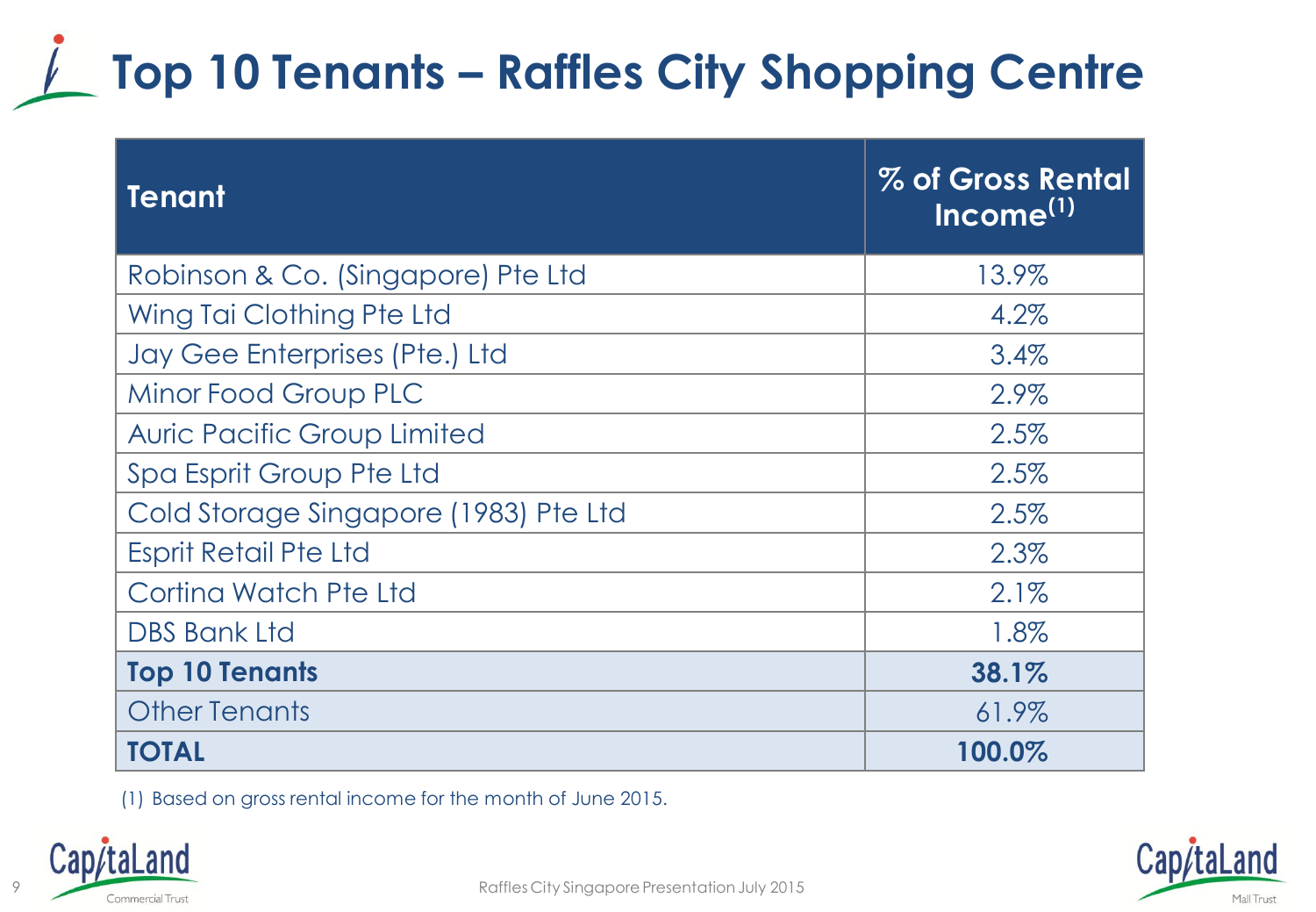# Top 10 Tenants – Raffles City Shopping Centre

| Tenant | % of Gross Rental Income[1] |
|---|---|
| Robinson & Co. (Singapore) Pte Ltd | 13.9% |
| Wing Tai Clothing Pte Ltd | 4.2% |
| Jay Gee Enterprises (Pte.) Ltd | 3.4% |
| Minor Food Group PLC | 2.9% |
| Auric Pacific Group Limited | 2.5% |
| Spa Esprit Group Pte Ltd | 2.5% |
| Cold Storage Singapore (1983) Pte Ltd | 2.5% |
| Esprit Retail Pte Ltd | 2.3% |
| Cortina Watch Pte Ltd | 2.1% |
| DBS Bank Ltd | 1.8% |
| **Top 10 Tenants** | **38.1%** |
| Other Tenants | 61.9% |
| **TOTAL** | **100.0%** |

(1) Based on gross rental income for the month of June 2015.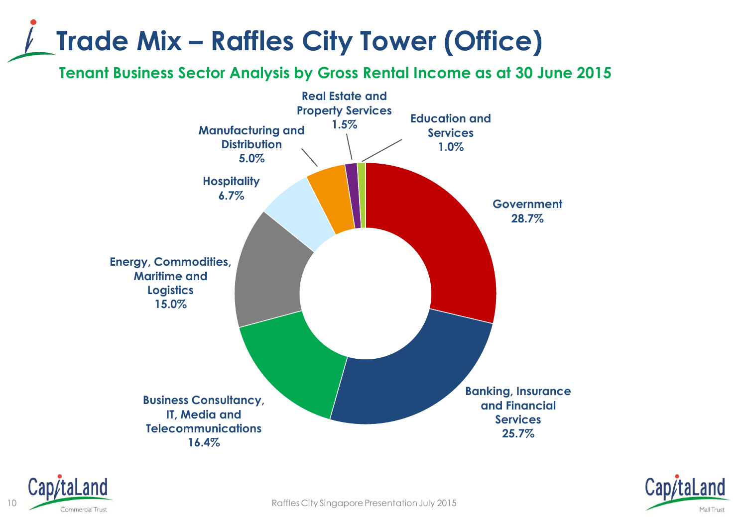# Trade Mix – Raffles City Tower (Office)

## Tenant Business Sector Analysis by Gross Rental Income as at 30 June 2015

| Sector | Percentage |
|---|---|
| Government | 28.7% |
| Banking, Insurance and Financial Services | 25.7% |
| Business Consultancy, IT, Media and Telecommunications | 16.4% |
| Energy, Commodities, Maritime and Logistics | 15.0% |
| Hospitality | 6.7% |
| Manufacturing and Distribution | 5.0% |
| Real Estate and Property Services | 1.5% |
| Education and Services | 1.0% |

Raffles City Singapore Presentation July 2015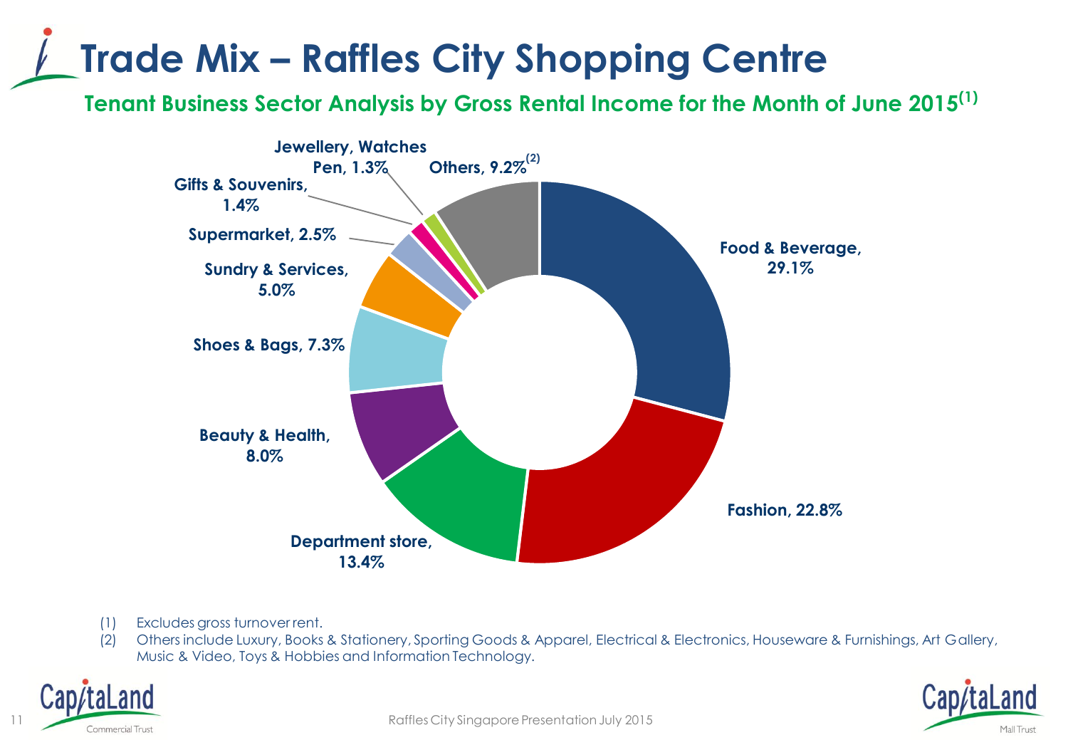# Trade Mix – Raffles City Shopping Centre

## Tenant Business Sector Analysis by Gross Rental Income for the Month of June 2015[1]

| Trade Sector | % |
|---|---|
| Food & Beverage | 29.1% |
| Fashion | 22.8% |
| Department store | 13.4% |
| Beauty & Health | 8.0% |
| Shoes & Bags | 7.3% |
| Sundry & Services | 5.0% |
| Supermarket | 2.5% |
| Gifts & Souvenirs | 1.4% |
| Jewellery, Watches Pen | 1.3% |
| Others[2] | 9.2% |

(1) Excludes gross turnover rent.

(2) Others include Luxury, Books & Stationery, Sporting Goods & Apparel, Electrical & Electronics, Houseware & Furnishings, Art Gallery, Music & Video, Toys & Hobbies and Information Technology.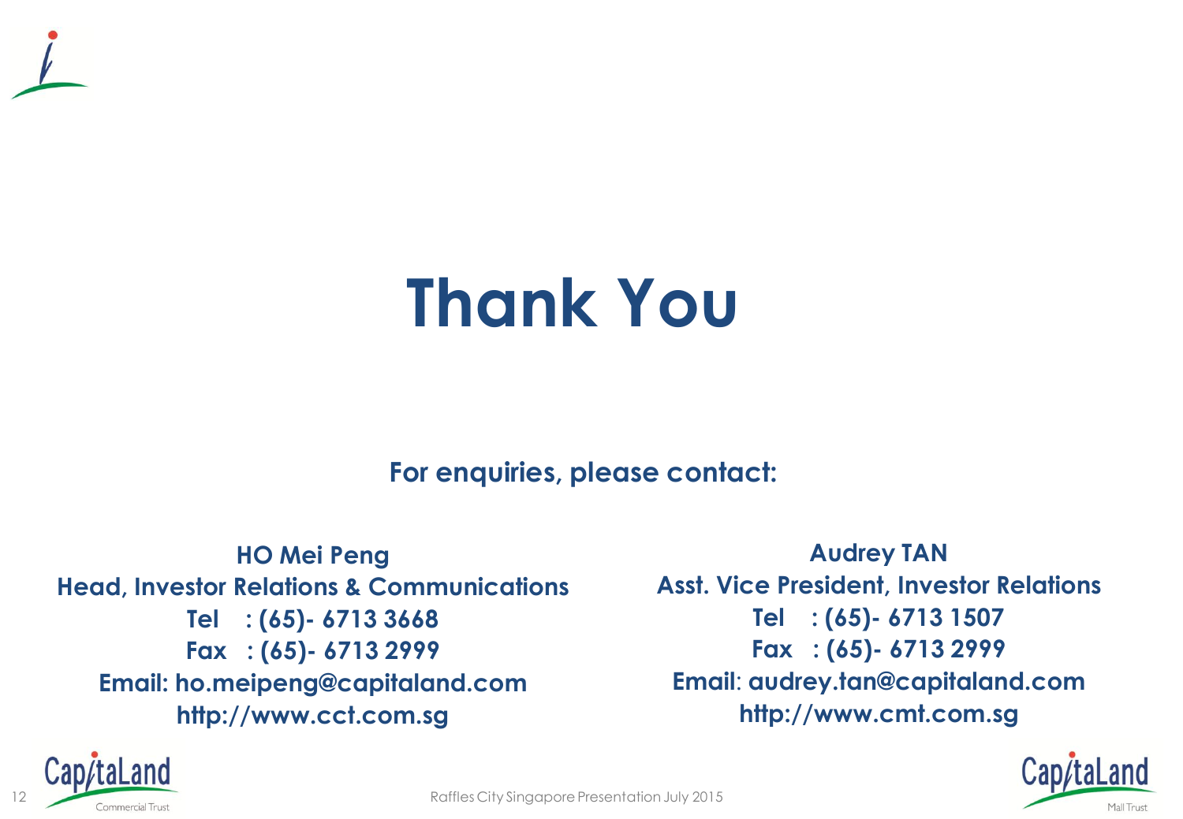# Thank You

**For enquiries, please contact:**

**HO Mei Peng**
**Head, Investor Relations & Communications**
**Tel : (65)- 6713 3668**
**Fax : (65)- 6713 2999**
**Email: ho.meipeng@capitaland.com**
**http://www.cct.com.sg**

**Audrey TAN**
**Asst. Vice President, Investor Relations**
**Tel : (65)- 6713 1507**
**Fax : (65)- 6713 2999**
**Email: audrey.tan@capitaland.com**
**http://www.cmt.com.sg**